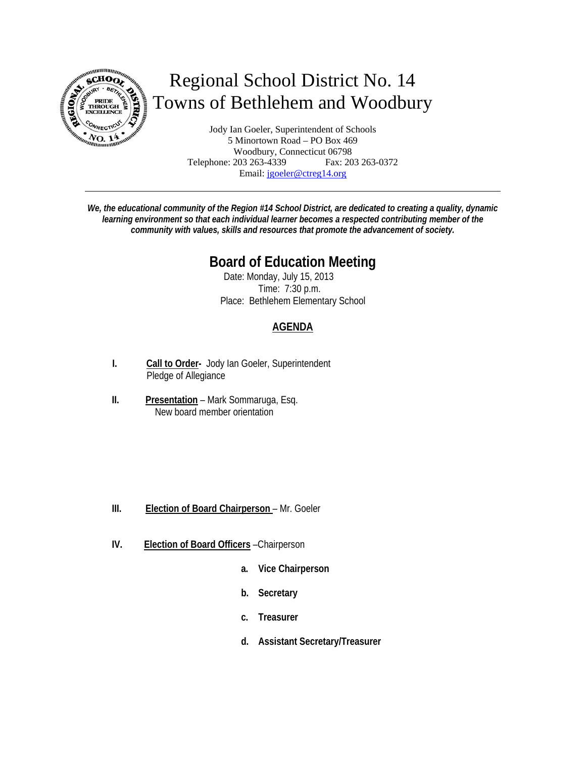# Regional School District No. 14
# Towns of Bethlehem and Woodbury

Jody Ian Goeler, Superintendent of Schools
5 Minortown Road – PO Box 469
Woodbury, Connecticut 06798
Telephone: 203 263-4339 Fax: 203 263-0372
Email: [jgoeler@ctreg14.org](mailto:jgoeler@ctreg14.org)

---

***We, the educational community of the Region #14 School District, are dedicated to creating a quality, dynamic learning environment so that each individual learner becomes a respected contributing member of the community with values, skills and resources that promote the advancement of society.***

## Board of Education Meeting

Date: Monday, July 15, 2013
Time: 7:30 p.m.
Place: Bethlehem Elementary School

### AGENDA

**I.** **Call to Order-** Jody Ian Goeler, Superintendent
Pledge of Allegiance

**II.** **Presentation** – Mark Sommaruga, Esq.
New board member orientation

**III.** **Election of Board Chairperson** – Mr. Goeler

**IV.** **Election of Board Officers** –Chairperson

- **a. Vice Chairperson**
- **b. Secretary**
- **c. Treasurer**
- **d. Assistant Secretary/Treasurer**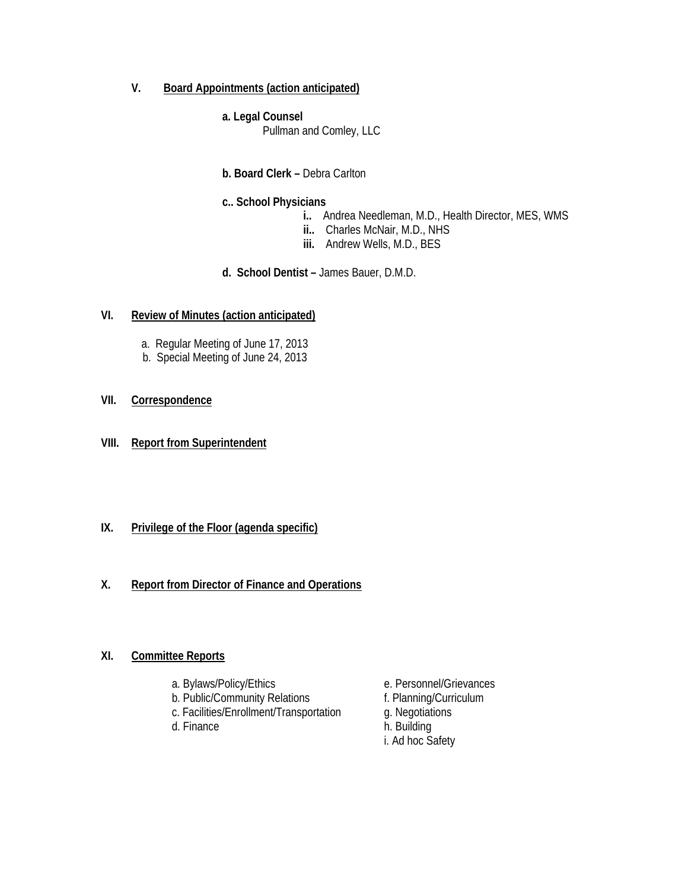## V. Board Appointments (action anticipated)

**a. Legal Counsel**
Pullman and Comley, LLC

**b. Board Clerk –** Debra Carlton

**c.. School Physicians**

- **i..** Andrea Needleman, M.D., Health Director, MES, WMS
- **ii..** Charles McNair, M.D., NHS
- **iii.** Andrew Wells, M.D., BES

**d. School Dentist –** James Bauer, D.M.D.

## VI. Review of Minutes (action anticipated)

a. Regular Meeting of June 17, 2013
b. Special Meeting of June 24, 2013

## VII. Correspondence

## VIII. Report from Superintendent

## IX. Privilege of the Floor (agenda specific)

## X. Report from Director of Finance and Operations

## XI. Committee Reports

a. Bylaws/Policy/Ethics
b. Public/Community Relations
c. Facilities/Enrollment/Transportation
d. Finance
e. Personnel/Grievances
f. Planning/Curriculum
g. Negotiations
h. Building
i. Ad hoc Safety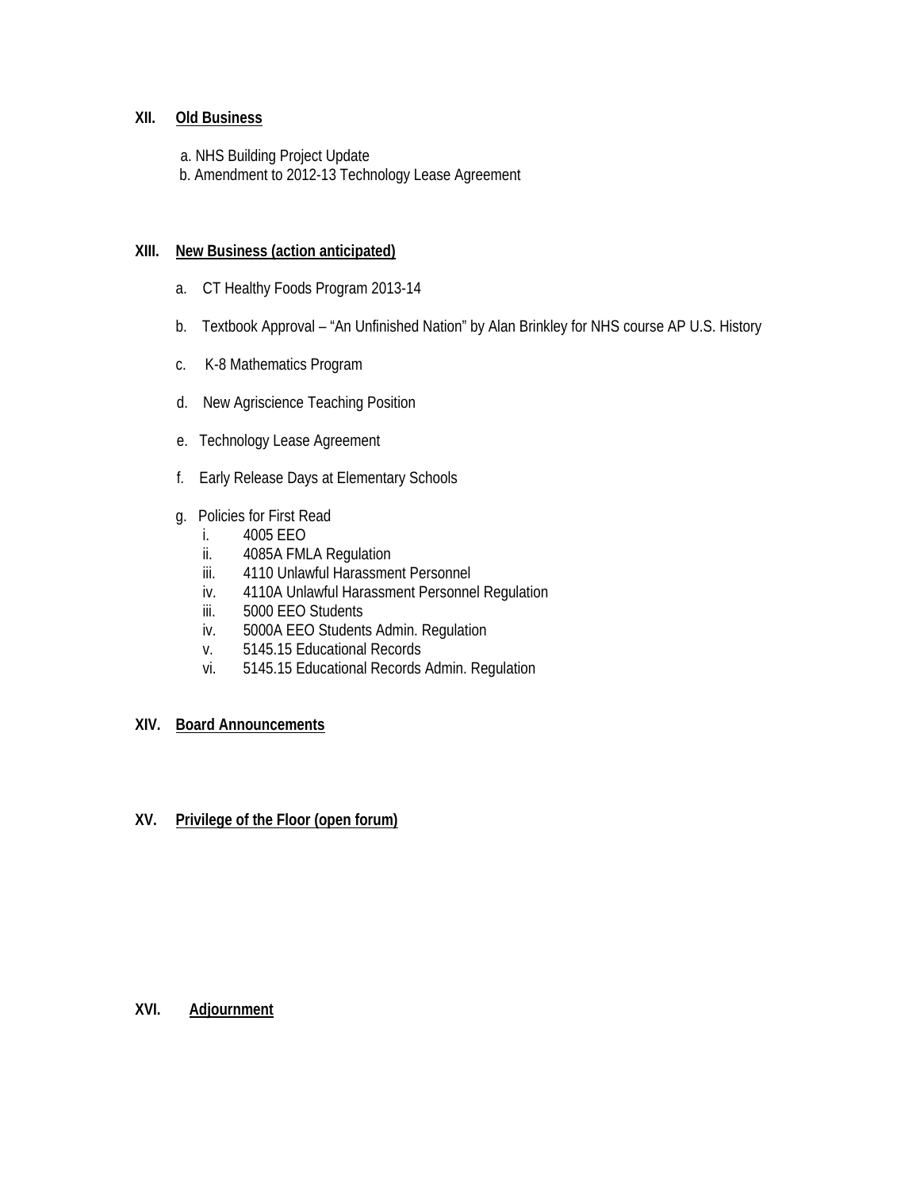**XII. Old Business**

a. NHS Building Project Update
b. Amendment to 2012-13 Technology Lease Agreement

**XIII. New Business (action anticipated)**

a. CT Healthy Foods Program 2013-14

b. Textbook Approval – "An Unfinished Nation" by Alan Brinkley for NHS course AP U.S. History

c. K-8 Mathematics Program

d. New Agriscience Teaching Position

e. Technology Lease Agreement

f. Early Release Days at Elementary Schools

g. Policies for First Read
   - i. 4005 EEO
   - ii. 4085A FMLA Regulation
   - iii. 4110 Unlawful Harassment Personnel
   - iv. 4110A Unlawful Harassment Personnel Regulation
   - iii. 5000 EEO Students
   - iv. 5000A EEO Students Admin. Regulation
   - v. 5145.15 Educational Records
   - vi. 5145.15 Educational Records Admin. Regulation

**XIV. Board Announcements**

**XV. Privilege of the Floor (open forum)**

**XVI. Adjournment**